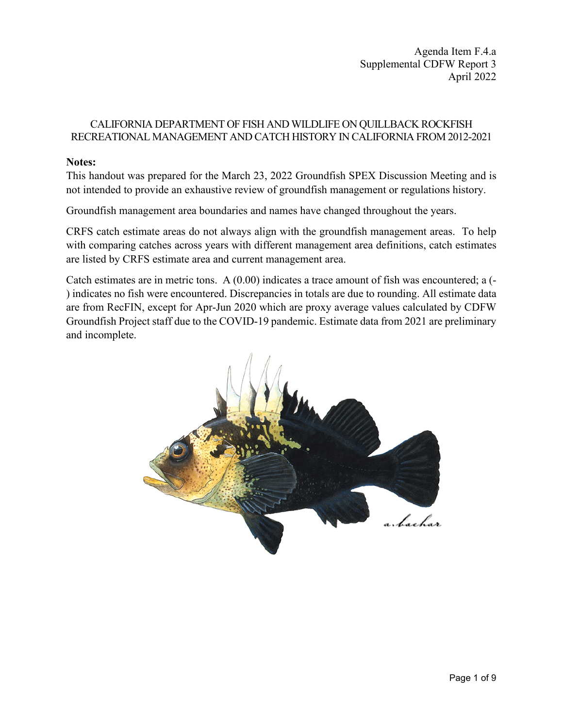Agenda Item F.4.a
Supplemental CDFW Report 3
April 2022

# CALIFORNIA DEPARTMENT OF FISH AND WILDLIFE ON QUILLBACK ROCKFISH RECREATIONAL MANAGEMENT AND CATCH HISTORY IN CALIFORNIA FROM 2012-2021

**Notes:**

This handout was prepared for the March 23, 2022 Groundfish SPEX Discussion Meeting and is not intended to provide an exhaustive review of groundfish management or regulations history.

Groundfish management area boundaries and names have changed throughout the years.

CRFS catch estimate areas do not always align with the groundfish management areas. To help with comparing catches across years with different management area definitions, catch estimates are listed by CRFS estimate area and current management area.

Catch estimates are in metric tons. A (0.00) indicates a trace amount of fish was encountered; a (-) indicates no fish were encountered. Discrepancies in totals are due to rounding. All estimate data are from RecFIN, except for Apr-Jun 2020 which are proxy average values calculated by CDFW Groundfish Project staff due to the COVID-19 pandemic. Estimate data from 2021 are preliminary and incomplete.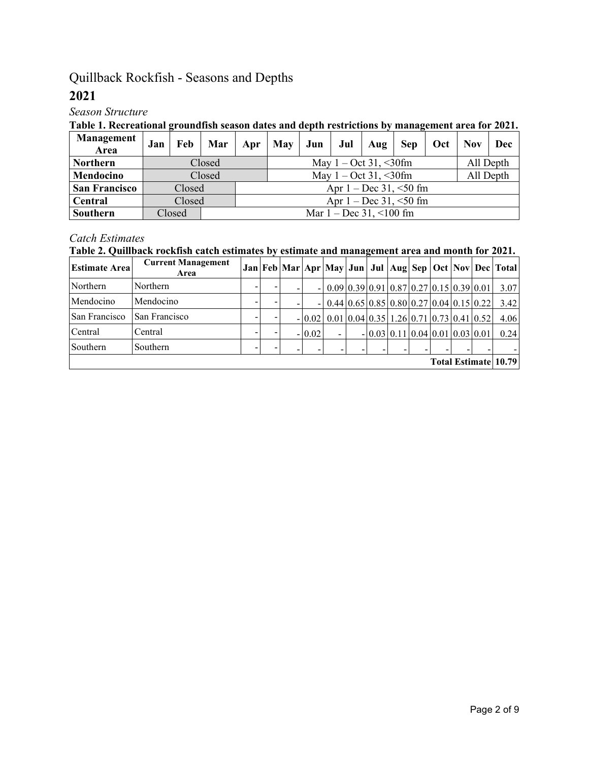# Quillback Rockfish - Seasons and Depths

## 2021

*Season Structure*

**Table 1. Recreational groundfish season dates and depth restrictions by management area for 2021.**

| Management Area | Jan | Feb | Mar | Apr | May | Jun | Jul | Aug | Sep | Oct | Nov | Dec |
|---|---|---|---|---|---|---|---|---|---|---|---|---|
| **Northern** | Closed | | | | May 1 – Oct 31, <30fm | | | | | | All Depth | |
| **Mendocino** | Closed | | | | May 1 – Oct 31, <30fm | | | | | | All Depth | |
| **San Francisco** | Closed | | | Apr 1 – Dec 31, <50 fm | | | | | | | | |
| **Central** | Closed | | | Apr 1 – Dec 31, <50 fm | | | | | | | | |
| **Southern** | Closed | | Mar 1 – Dec 31, <100 fm | | | | | | | | | |

*Catch Estimates*

**Table 2. Quillback rockfish catch estimates by estimate and management area and month for 2021.**

| Estimate Area | Current Management Area | Jan | Feb | Mar | Apr | May | Jun | Jul | Aug | Sep | Oct | Nov | Dec | Total |
|---|---|---|---|---|---|---|---|---|---|---|---|---|---|---|
| Northern | Northern | - | - | - | - | 0.09 | 0.39 | 0.91 | 0.87 | 0.27 | 0.15 | 0.39 | 0.01 | 3.07 |
| Mendocino | Mendocino | - | - | - | - | 0.44 | 0.65 | 0.85 | 0.80 | 0.27 | 0.04 | 0.15 | 0.22 | 3.42 |
| San Francisco | San Francisco | - | - | - | 0.02 | 0.01 | 0.04 | 0.35 | 1.26 | 0.71 | 0.73 | 0.41 | 0.52 | 4.06 |
| Central | Central | - | - | - | 0.02 | - | - | 0.03 | 0.11 | 0.04 | 0.01 | 0.03 | 0.01 | 0.24 |
| Southern | Southern | - | - | - | - | - | - | - | - | - | - | - | - | - |
| | | | | | | | | | | | | | **Total Estimate** | **10.79** |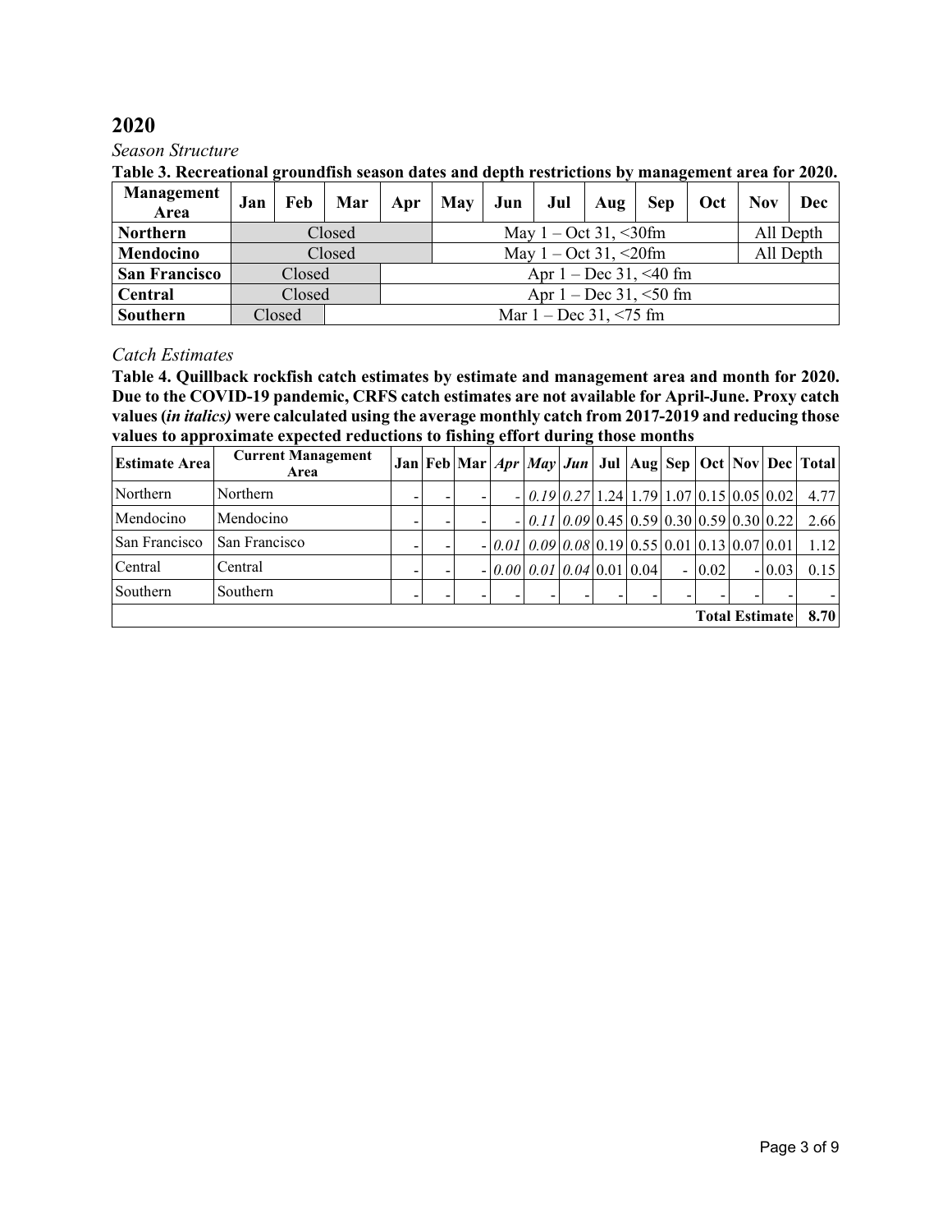## 2020

*Season Structure*

**Table 3. Recreational groundfish season dates and depth restrictions by management area for 2020.**

| Management Area | Jan | Feb | Mar | Apr | May | Jun | Jul | Aug | Sep | Oct | Nov | Dec |
|---|---|---|---|---|---|---|---|---|---|---|---|---|
| **Northern** | Closed | | | | May 1 – Oct 31, <30fm | | | | | | All Depth | |
| **Mendocino** | Closed | | | | May 1 – Oct 31, <20fm | | | | | | All Depth | |
| **San Francisco** | Closed | | | Apr 1 – Dec 31, <40 fm | | | | | | | | |
| **Central** | Closed | | | Apr 1 – Dec 31, <50 fm | | | | | | | | |
| **Southern** | Closed | | Mar 1 – Dec 31, <75 fm | | | | | | | | | |

*Catch Estimates*

**Table 4. Quillback rockfish catch estimates by estimate and management area and month for 2020. Due to the COVID-19 pandemic, CRFS catch estimates are not available for April-June. Proxy catch values (*in italics*) were calculated using the average monthly catch from 2017-2019 and reducing those values to approximate expected reductions to fishing effort during those months**

| Estimate Area | Current Management Area | Jan | Feb | Mar | *Apr* | *May* | *Jun* | Jul | Aug | Sep | Oct | Nov | Dec | Total |
|---|---|---|---|---|---|---|---|---|---|---|---|---|---|---|
| Northern | Northern | - | - | - | - | *0.19* | *0.27* | 1.24 | 1.79 | 1.07 | 0.15 | 0.05 | 0.02 | 4.77 |
| Mendocino | Mendocino | - | - | - | - | *0.11* | *0.09* | 0.45 | 0.59 | 0.30 | 0.59 | 0.30 | 0.22 | 2.66 |
| San Francisco | San Francisco | - | - | - | *0.01* | *0.09* | *0.08* | 0.19 | 0.55 | 0.01 | 0.13 | 0.07 | 0.01 | 1.12 |
| Central | Central | - | - | - | *0.00* | *0.01* | *0.04* | 0.01 | 0.04 | - | 0.02 | - | 0.03 | 0.15 |
| Southern | Southern | - | - | - | - | - | - | - | - | - | - | - | - | - |
| | | | | | | | | | | | | **Total Estimate** | | **8.70** |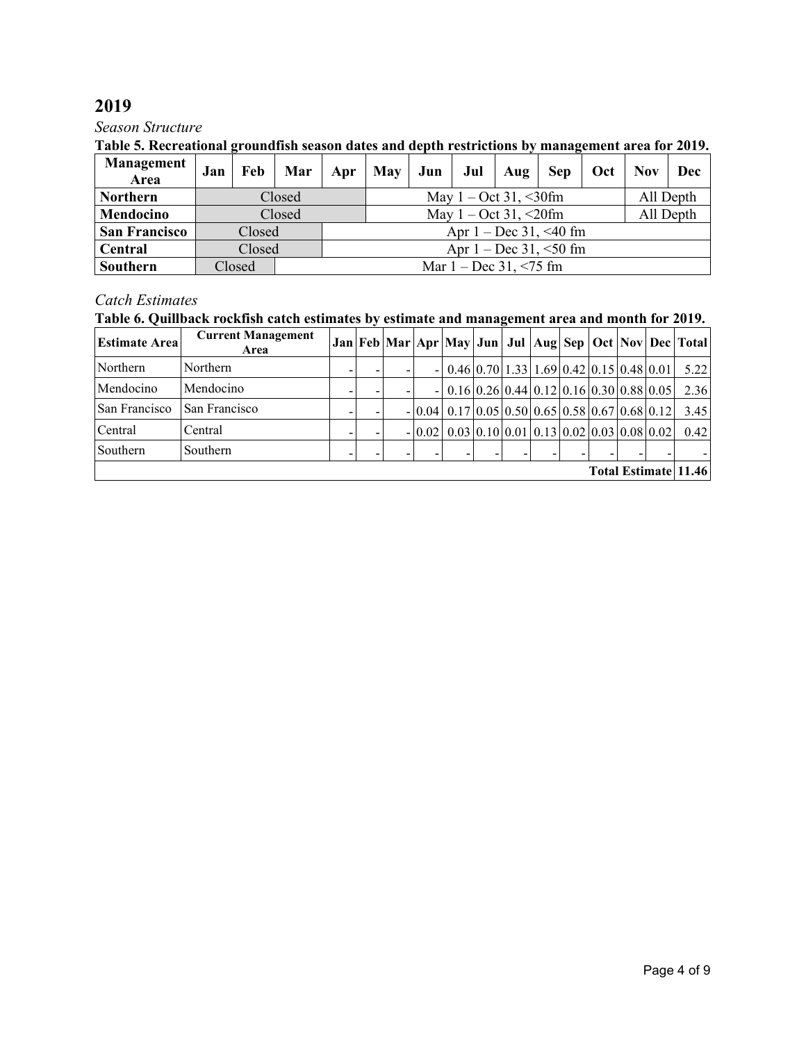## 2019

*Season Structure*

**Table 5. Recreational groundfish season dates and depth restrictions by management area for 2019.**

| Management Area | Jan | Feb | Mar | Apr | May | Jun | Jul | Aug | Sep | Oct | Nov | Dec |
|---|---|---|---|---|---|---|---|---|---|---|---|---|
| **Northern** | Closed | | | | May 1 – Oct 31, <30fm | | | | | | All Depth | |
| **Mendocino** | Closed | | | | May 1 – Oct 31, <20fm | | | | | | All Depth | |
| **San Francisco** | Closed | | | Apr 1 – Dec 31, <40 fm | | | | | | | | |
| **Central** | Closed | | | Apr 1 – Dec 31, <50 fm | | | | | | | | |
| **Southern** | Closed | | Mar 1 – Dec 31, <75 fm | | | | | | | | | |

*Catch Estimates*

**Table 6. Quillback rockfish catch estimates by estimate and management area and month for 2019.**

| Estimate Area | Current Management Area | Jan | Feb | Mar | Apr | May | Jun | Jul | Aug | Sep | Oct | Nov | Dec | Total |
|---|---|---|---|---|---|---|---|---|---|---|---|---|---|---|
| Northern | Northern | - | - | - | - | 0.46 | 0.70 | 1.33 | 1.69 | 0.42 | 0.15 | 0.48 | 0.01 | 5.22 |
| Mendocino | Mendocino | - | - | - | - | 0.16 | 0.26 | 0.44 | 0.12 | 0.16 | 0.30 | 0.88 | 0.05 | 2.36 |
| San Francisco | San Francisco | - | - | - | 0.04 | 0.17 | 0.05 | 0.50 | 0.65 | 0.58 | 0.67 | 0.68 | 0.12 | 3.45 |
| Central | Central | - | - | - | 0.02 | 0.03 | 0.10 | 0.01 | 0.13 | 0.02 | 0.03 | 0.08 | 0.02 | 0.42 |
| Southern | Southern | - | - | - | - | - | - | - | - | - | - | - | - | - |
| | | | | | | | | | | | | | **Total Estimate** | **11.46** |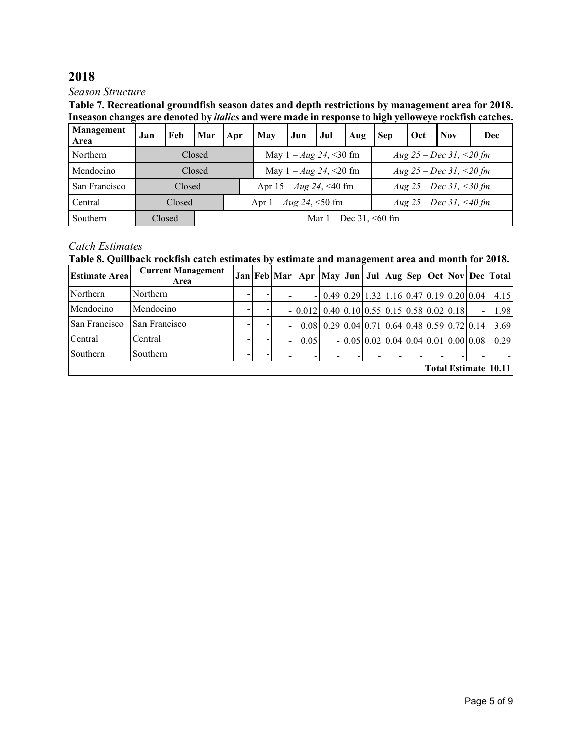# 2018

*Season Structure*

**Table 7. Recreational groundfish season dates and depth restrictions by management area for 2018. Inseason changes are denoted by *italics* and were made in response to high yelloweye rockfish catches.**

| Management Area | Jan | Feb | Mar | Apr | May | Jun | Jul | Aug | Sep | Oct | Nov | Dec |
|---|---|---|---|---|---|---|---|---|---|---|---|---|
| Northern | Closed | | | | May 1 – *Aug 24*, <30 fm | | | | *Aug 25 – Dec 31, <20 fm* | | | |
| Mendocino | Closed | | | | May 1 – *Aug 24*, <20 fm | | | | *Aug 25 – Dec 31, <20 fm* | | | |
| San Francisco | Closed | | | Apr 15 – *Aug 24*, <40 fm | | | | | *Aug 25 – Dec 31, <30 fm* | | | |
| Central | Closed | | | Apr 1 – *Aug 24*, <50 fm | | | | | *Aug 25 – Dec 31, <40 fm* | | | |
| Southern | Closed | | Mar 1 – Dec 31, <60 fm | | | | | | | | | |

*Catch Estimates*

**Table 8. Quillback rockfish catch estimates by estimate and management area and month for 2018.**

| Estimate Area | Current Management Area | Jan | Feb | Mar | Apr | May | Jun | Jul | Aug | Sep | Oct | Nov | Dec | Total |
|---|---|---|---|---|---|---|---|---|---|---|---|---|---|---|
| Northern | Northern | - | - | - | - | 0.49 | 0.29 | 1.32 | 1.16 | 0.47 | 0.19 | 0.20 | 0.04 | 4.15 |
| Mendocino | Mendocino | - | - | - | 0.012 | 0.40 | 0.10 | 0.55 | 0.15 | 0.58 | 0.02 | 0.18 | - | 1.98 |
| San Francisco | San Francisco | - | - | - | 0.08 | 0.29 | 0.04 | 0.71 | 0.64 | 0.48 | 0.59 | 0.72 | 0.14 | 3.69 |
| Central | Central | - | - | - | 0.05 | - | 0.05 | 0.02 | 0.04 | 0.04 | 0.01 | 0.00 | 0.08 | 0.29 |
| Southern | Southern | - | - | - | - | - | - | - | - | - | - | - | - | - |
| | | | | | | | | | | | | | **Total Estimate** | **10.11** |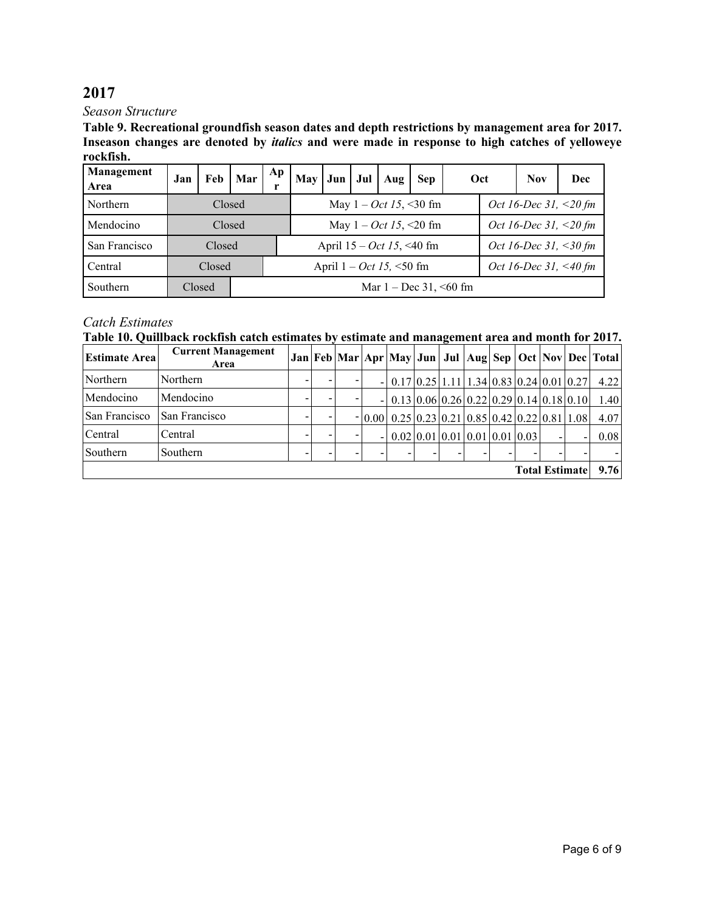## 2017

### *Season Structure*

**Table 9. Recreational groundfish season dates and depth restrictions by management area for 2017. Inseason changes are denoted by *italics* and were made in response to high catches of yelloweye rockfish.**

| Management Area | Jan | Feb | Mar | Apr | May | Jun | Jul | Aug | Sep | Oct | Nov | Dec |
|---|---|---|---|---|---|---|---|---|---|---|---|---|
| Northern | Closed | | | | May 1 – *Oct 15*, <30 fm | | | | | *Oct 16-Dec 31, <20 fm* | | |
| Mendocino | Closed | | | | May 1 – *Oct 15*, <20 fm | | | | | *Oct 16-Dec 31, <20 fm* | | |
| San Francisco | Closed | | | April 15 – *Oct 15*, <40 fm | | | | | | *Oct 16-Dec 31, <30 fm* | | |
| Central | Closed | | | April 1 – *Oct 15,* <50 fm | | | | | | *Oct 16-Dec 31, <40 fm* | | |
| Southern | Closed | | Mar 1 – Dec 31, <60 fm | | | | | | | | | |

### *Catch Estimates*

**Table 10. Quillback rockfish catch estimates by estimate and management area and month for 2017.**

| Estimate Area | Current Management Area | Jan | Feb | Mar | Apr | May | Jun | Jul | Aug | Sep | Oct | Nov | Dec | Total |
|---|---|---|---|---|---|---|---|---|---|---|---|---|---|---|
| Northern | Northern | - | - | - | - | 0.17 | 0.25 | 1.11 | 1.34 | 0.83 | 0.24 | 0.01 | 0.27 | 4.22 |
| Mendocino | Mendocino | - | - | - | - | 0.13 | 0.06 | 0.26 | 0.22 | 0.29 | 0.14 | 0.18 | 0.10 | 1.40 |
| San Francisco | San Francisco | - | - | - | 0.00 | 0.25 | 0.23 | 0.21 | 0.85 | 0.42 | 0.22 | 0.81 | 1.08 | 4.07 |
| Central | Central | - | - | - | - | 0.02 | 0.01 | 0.01 | 0.01 | 0.01 | 0.03 | - | - | 0.08 |
| Southern | Southern | - | - | - | - | - | - | - | - | - | - | - | - | - |
| | | | | | | | | | | | | | **Total Estimate** | **9.76** |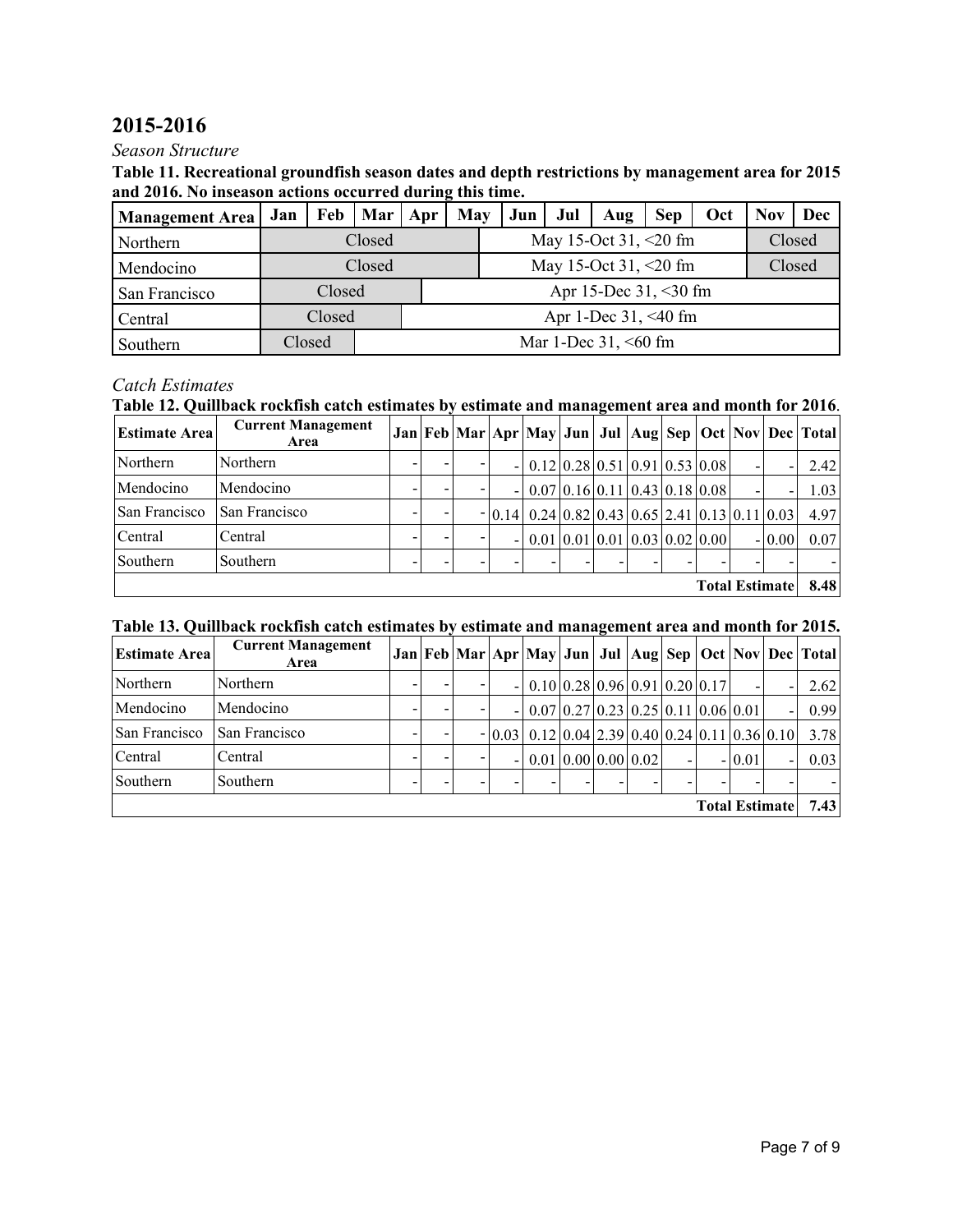# 2015-2016

*Season Structure*

**Table 11. Recreational groundfish season dates and depth restrictions by management area for 2015 and 2016. No inseason actions occurred during this time.**

| Management Area | Jan | Feb | Mar | Apr | May | Jun | Jul | Aug | Sep | Oct | Nov | Dec |
|---|---|---|---|---|---|---|---|---|---|---|---|---|
| Northern | Closed | | | | May 15-Oct 31, <20 fm | | | | | | Closed | |
| Mendocino | Closed | | | | May 15-Oct 31, <20 fm | | | | | | Closed | |
| San Francisco | Closed | | | Apr 15-Dec 31, <30 fm | | | | | | | | |
| Central | Closed | | | Apr 1-Dec 31, <40 fm | | | | | | | | |
| Southern | Closed | | Mar 1-Dec 31, <60 fm | | | | | | | | | |

*Catch Estimates*

**Table 12. Quillback rockfish catch estimates by estimate and management area and month for 2016.**

| Estimate Area | Current Management Area | Jan | Feb | Mar | Apr | May | Jun | Jul | Aug | Sep | Oct | Nov | Dec | Total |
|---|---|---|---|---|---|---|---|---|---|---|---|---|---|---|
| Northern | Northern | - | - | - | - | 0.12 | 0.28 | 0.51 | 0.91 | 0.53 | 0.08 | - | - | 2.42 |
| Mendocino | Mendocino | - | - | - | - | 0.07 | 0.16 | 0.11 | 0.43 | 0.18 | 0.08 | - | - | 1.03 |
| San Francisco | San Francisco | - | - | - | 0.14 | 0.24 | 0.82 | 0.43 | 0.65 | 2.41 | 0.13 | 0.11 | 0.03 | 4.97 |
| Central | Central | - | - | - | - | 0.01 | 0.01 | 0.01 | 0.03 | 0.02 | 0.00 | - | 0.00 | 0.07 |
| Southern | Southern | - | - | - | - | - | - | - | - | - | - | - | - | - |
| | | | | | | | | | | | | Total Estimate | | **8.48** |

**Table 13. Quillback rockfish catch estimates by estimate and management area and month for 2015.**

| Estimate Area | Current Management Area | Jan | Feb | Mar | Apr | May | Jun | Jul | Aug | Sep | Oct | Nov | Dec | Total |
|---|---|---|---|---|---|---|---|---|---|---|---|---|---|---|
| Northern | Northern | - | - | - | - | 0.10 | 0.28 | 0.96 | 0.91 | 0.20 | 0.17 | - | - | 2.62 |
| Mendocino | Mendocino | - | - | - | - | 0.07 | 0.27 | 0.23 | 0.25 | 0.11 | 0.06 | 0.01 | - | 0.99 |
| San Francisco | San Francisco | - | - | - | 0.03 | 0.12 | 0.04 | 2.39 | 0.40 | 0.24 | 0.11 | 0.36 | 0.10 | 3.78 |
| Central | Central | - | - | - | - | 0.01 | 0.00 | 0.00 | 0.02 | - | - | 0.01 | - | 0.03 |
| Southern | Southern | - | - | - | - | - | - | - | - | - | - | - | - | - |
| | | | | | | | | | | | | Total Estimate | | **7.43** |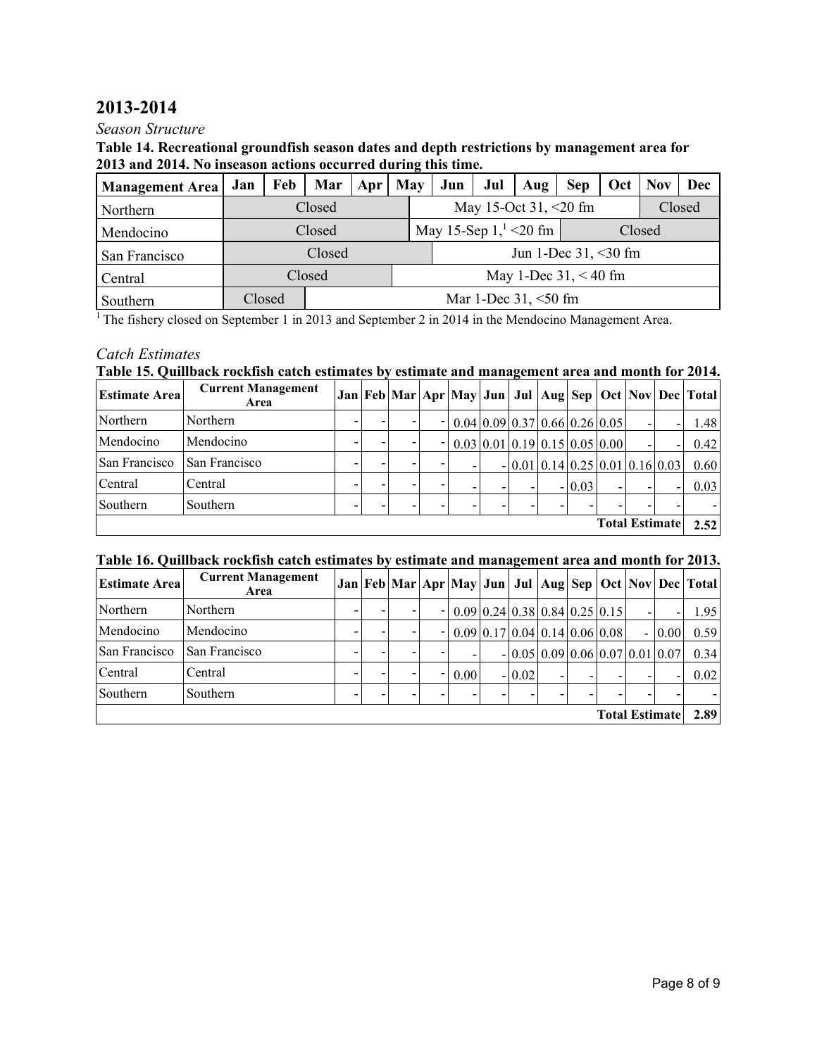## 2013-2014

*Season Structure*

**Table 14. Recreational groundfish season dates and depth restrictions by management area for 2013 and 2014. No inseason actions occurred during this time.**

| Management Area | Jan | Feb | Mar | Apr | May | Jun | Jul | Aug | Sep | Oct | Nov | Dec |
|---|---|---|---|---|---|---|---|---|---|---|---|---|
| Northern | Closed | | | | May 15-Oct 31, <20 fm | | | | | | Closed | |
| Mendocino | Closed | | | | May 15-Sep 1,[1] <20 fm | | | | Closed | | | |
| San Francisco | Closed | | | | | Jun 1-Dec 31, <30 fm | | | | | | |
| Central | Closed | | | | May 1-Dec 31, < 40 fm | | | | | | | |
| Southern | Closed | | Mar 1-Dec 31, <50 fm | | | | | | | | | |

[1] The fishery closed on September 1 in 2013 and September 2 in 2014 in the Mendocino Management Area.

*Catch Estimates*

**Table 15. Quillback rockfish catch estimates by estimate and management area and month for 2014.**

| Estimate Area | Current Management Area | Jan | Feb | Mar | Apr | May | Jun | Jul | Aug | Sep | Oct | Nov | Dec | Total |
|---|---|---|---|---|---|---|---|---|---|---|---|---|---|---|
| Northern | Northern | - | - | - | - | 0.04 | 0.09 | 0.37 | 0.66 | 0.26 | 0.05 | - | - | 1.48 |
| Mendocino | Mendocino | - | - | - | - | 0.03 | 0.01 | 0.19 | 0.15 | 0.05 | 0.00 | - | - | 0.42 |
| San Francisco | San Francisco | - | - | - | - | - | - | 0.01 | 0.14 | 0.25 | 0.01 | 0.16 | 0.03 | 0.60 |
| Central | Central | - | - | - | - | - | - | - | - | 0.03 | - | - | - | 0.03 |
| Southern | Southern | - | - | - | - | - | - | - | - | - | - | - | - | - |
| | | | | | | | | | | | | | Total Estimate | 2.52 |

**Table 16. Quillback rockfish catch estimates by estimate and management area and month for 2013.**

| Estimate Area | Current Management Area | Jan | Feb | Mar | Apr | May | Jun | Jul | Aug | Sep | Oct | Nov | Dec | Total |
|---|---|---|---|---|---|---|---|---|---|---|---|---|---|---|
| Northern | Northern | - | - | - | - | 0.09 | 0.24 | 0.38 | 0.84 | 0.25 | 0.15 | - | - | 1.95 |
| Mendocino | Mendocino | - | - | - | - | 0.09 | 0.17 | 0.04 | 0.14 | 0.06 | 0.08 | - | 0.00 | 0.59 |
| San Francisco | San Francisco | - | - | - | - | - | - | 0.05 | 0.09 | 0.06 | 0.07 | 0.01 | 0.07 | 0.34 |
| Central | Central | - | - | - | - | 0.00 | - | 0.02 | - | - | - | - | - | 0.02 |
| Southern | Southern | - | - | - | - | - | - | - | - | - | - | - | - | - |
| | | | | | | | | | | | | | Total Estimate | 2.89 |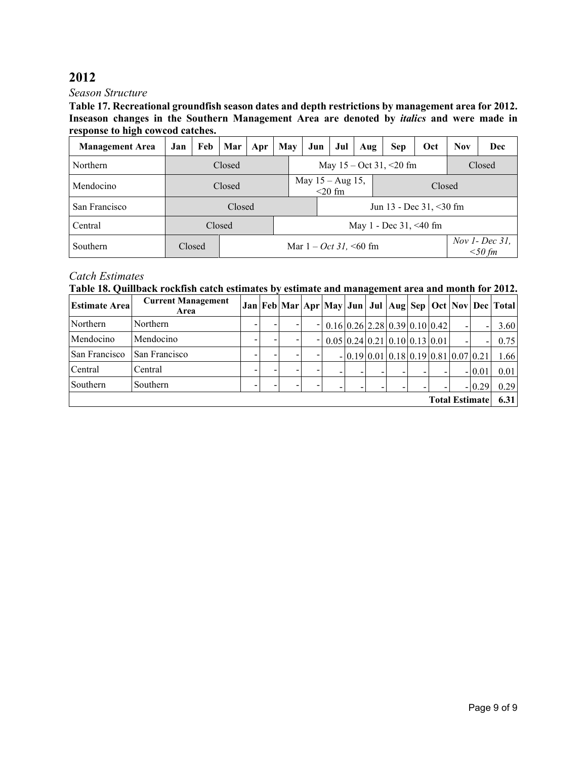# 2012

*Season Structure*

**Table 17. Recreational groundfish season dates and depth restrictions by management area for 2012. Inseason changes in the Southern Management Area are denoted by *italics* and were made in response to high cowcod catches.**

| Management Area | Jan | Feb | Mar | Apr | May | Jun | Jul | Aug | Sep | Oct | Nov | Dec |
|---|---|---|---|---|---|---|---|---|---|---|---|---|
| Northern | Closed | | | | May 15 – Oct 31, <20 fm | | | | | | Closed | |
| Mendocino | Closed | | | | May 15 – Aug 15, <20 fm | | | Closed | | | | |
| San Francisco | Closed | | | | | Jun 13 - Dec 31, <30 fm | | | | | | |
| Central | Closed | | | | May 1 - Dec 31, <40 fm | | | | | | | |
| Southern | Closed | | Mar 1 – *Oct 31,* <60 fm | | | | | | | | *Nov 1- Dec 31, <50 fm* | |

*Catch Estimates*

**Table 18. Quillback rockfish catch estimates by estimate and management area and month for 2012.**

| Estimate Area | Current Management Area | Jan | Feb | Mar | Apr | May | Jun | Jul | Aug | Sep | Oct | Nov | Dec | Total |
|---|---|---|---|---|---|---|---|---|---|---|---|---|---|---|
| Northern | Northern | - | - | - | - | 0.16 | 0.26 | 2.28 | 0.39 | 0.10 | 0.42 | - | - | 3.60 |
| Mendocino | Mendocino | - | - | - | - | 0.05 | 0.24 | 0.21 | 0.10 | 0.13 | 0.01 | - | - | 0.75 |
| San Francisco | San Francisco | - | - | - | - | - | 0.19 | 0.01 | 0.18 | 0.19 | 0.81 | 0.07 | 0.21 | 1.66 |
| Central | Central | - | - | - | - | - | - | - | - | - | - | - | 0.01 | 0.01 |
| Southern | Southern | - | - | - | - | - | - | - | - | - | - | - | 0.29 | 0.29 |
| | | | | | | | | | | | | **Total Estimate** | | **6.31** |